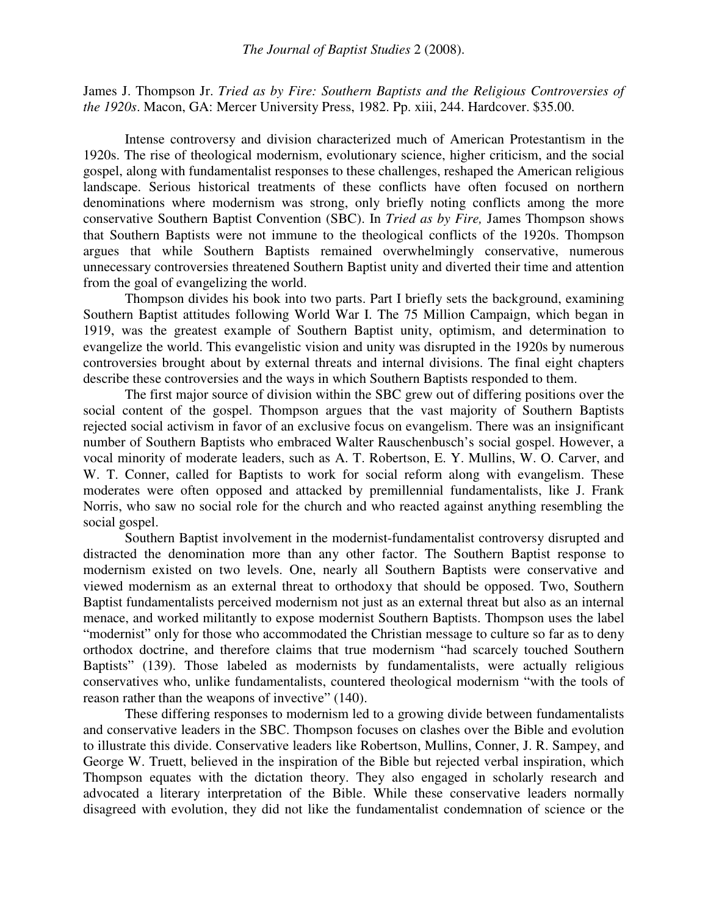James J. Thompson Jr. *Tried as by Fire: Southern Baptists and the Religious Controversies of the 1920s*. Macon, GA: Mercer University Press, 1982. Pp. xiii, 244. Hardcover. $35.00.

Intense controversy and division characterized much of American Protestantism in the 1920s. The rise of theological modernism, evolutionary science, higher criticism, and the social gospel, along with fundamentalist responses to these challenges, reshaped the American religious landscape. Serious historical treatments of these conflicts have often focused on northern denominations where modernism was strong, only briefly noting conflicts among the more conservative Southern Baptist Convention (SBC). In *Tried as by Fire,* James Thompson shows that Southern Baptists were not immune to the theological conflicts of the 1920s. Thompson argues that while Southern Baptists remained overwhelmingly conservative, numerous unnecessary controversies threatened Southern Baptist unity and diverted their time and attention from the goal of evangelizing the world.

Thompson divides his book into two parts. Part I briefly sets the background, examining Southern Baptist attitudes following World War I. The 75 Million Campaign, which began in 1919, was the greatest example of Southern Baptist unity, optimism, and determination to evangelize the world. This evangelistic vision and unity was disrupted in the 1920s by numerous controversies brought about by external threats and internal divisions. The final eight chapters describe these controversies and the ways in which Southern Baptists responded to them.

The first major source of division within the SBC grew out of differing positions over the social content of the gospel. Thompson argues that the vast majority of Southern Baptists rejected social activism in favor of an exclusive focus on evangelism. There was an insignificant number of Southern Baptists who embraced Walter Rauschenbusch's social gospel. However, a vocal minority of moderate leaders, such as A. T. Robertson, E. Y. Mullins, W. O. Carver, and W. T. Conner, called for Baptists to work for social reform along with evangelism. These moderates were often opposed and attacked by premillennial fundamentalists, like J. Frank Norris, who saw no social role for the church and who reacted against anything resembling the social gospel.

Southern Baptist involvement in the modernist-fundamentalist controversy disrupted and distracted the denomination more than any other factor. The Southern Baptist response to modernism existed on two levels. One, nearly all Southern Baptists were conservative and viewed modernism as an external threat to orthodoxy that should be opposed. Two, Southern Baptist fundamentalists perceived modernism not just as an external threat but also as an internal menace, and worked militantly to expose modernist Southern Baptists. Thompson uses the label "modernist" only for those who accommodated the Christian message to culture so far as to deny orthodox doctrine, and therefore claims that true modernism "had scarcely touched Southern Baptists" (139). Those labeled as modernists by fundamentalists, were actually religious conservatives who, unlike fundamentalists, countered theological modernism "with the tools of reason rather than the weapons of invective" (140).

These differing responses to modernism led to a growing divide between fundamentalists and conservative leaders in the SBC. Thompson focuses on clashes over the Bible and evolution to illustrate this divide. Conservative leaders like Robertson, Mullins, Conner, J. R. Sampey, and George W. Truett, believed in the inspiration of the Bible but rejected verbal inspiration, which Thompson equates with the dictation theory. They also engaged in scholarly research and advocated a literary interpretation of the Bible. While these conservative leaders normally disagreed with evolution, they did not like the fundamentalist condemnation of science or the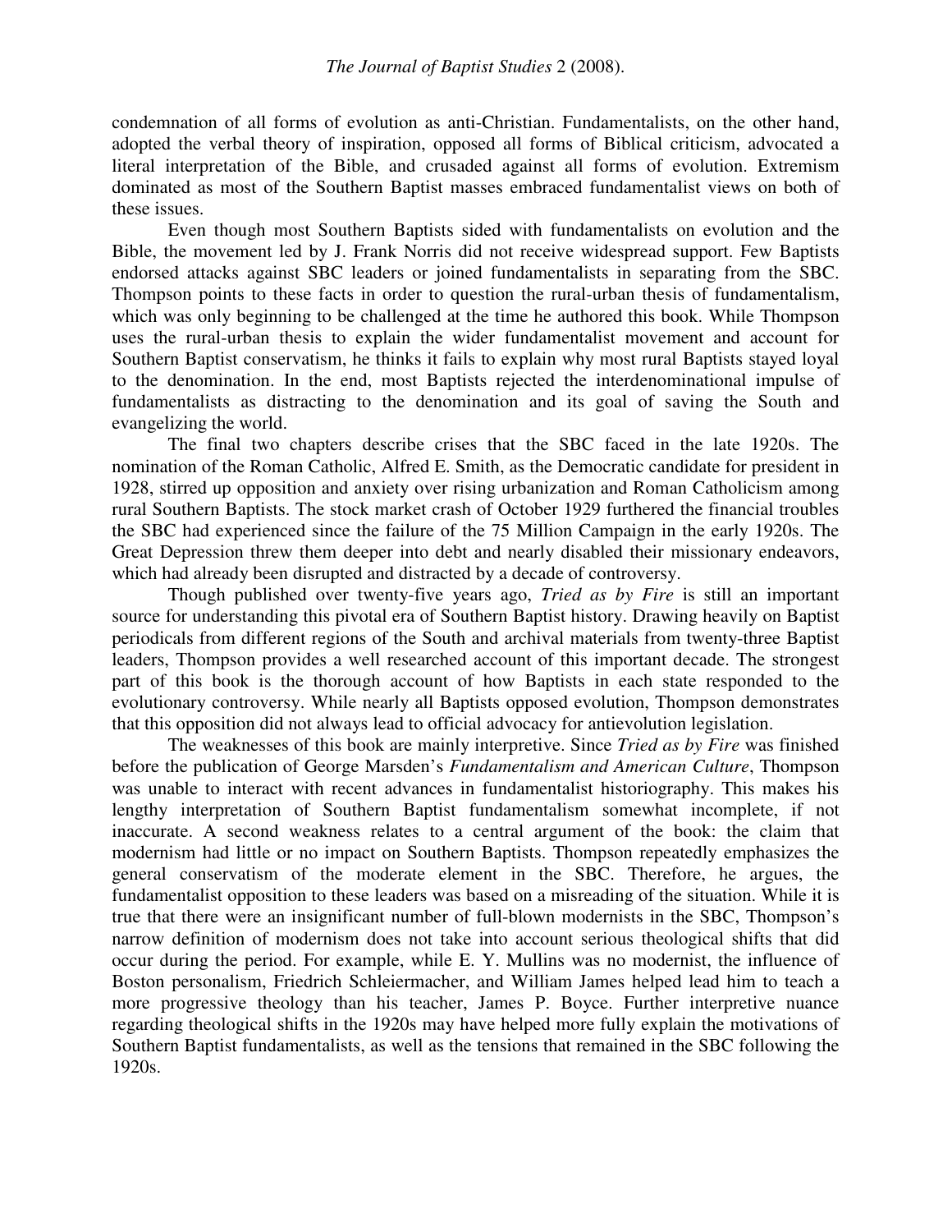condemnation of all forms of evolution as anti-Christian. Fundamentalists, on the other hand, adopted the verbal theory of inspiration, opposed all forms of Biblical criticism, advocated a literal interpretation of the Bible, and crusaded against all forms of evolution. Extremism dominated as most of the Southern Baptist masses embraced fundamentalist views on both of these issues.

Even though most Southern Baptists sided with fundamentalists on evolution and the Bible, the movement led by J. Frank Norris did not receive widespread support. Few Baptists endorsed attacks against SBC leaders or joined fundamentalists in separating from the SBC. Thompson points to these facts in order to question the rural-urban thesis of fundamentalism, which was only beginning to be challenged at the time he authored this book. While Thompson uses the rural-urban thesis to explain the wider fundamentalist movement and account for Southern Baptist conservatism, he thinks it fails to explain why most rural Baptists stayed loyal to the denomination. In the end, most Baptists rejected the interdenominational impulse of fundamentalists as distracting to the denomination and its goal of saving the South and evangelizing the world.

The final two chapters describe crises that the SBC faced in the late 1920s. The nomination of the Roman Catholic, Alfred E. Smith, as the Democratic candidate for president in 1928, stirred up opposition and anxiety over rising urbanization and Roman Catholicism among rural Southern Baptists. The stock market crash of October 1929 furthered the financial troubles the SBC had experienced since the failure of the 75 Million Campaign in the early 1920s. The Great Depression threw them deeper into debt and nearly disabled their missionary endeavors, which had already been disrupted and distracted by a decade of controversy.

Though published over twenty-five years ago, *Tried as by Fire* is still an important source for understanding this pivotal era of Southern Baptist history. Drawing heavily on Baptist periodicals from different regions of the South and archival materials from twenty-three Baptist leaders, Thompson provides a well researched account of this important decade. The strongest part of this book is the thorough account of how Baptists in each state responded to the evolutionary controversy. While nearly all Baptists opposed evolution, Thompson demonstrates that this opposition did not always lead to official advocacy for antievolution legislation.

The weaknesses of this book are mainly interpretive. Since *Tried as by Fire* was finished before the publication of George Marsden's *Fundamentalism and American Culture*, Thompson was unable to interact with recent advances in fundamentalist historiography. This makes his lengthy interpretation of Southern Baptist fundamentalism somewhat incomplete, if not inaccurate. A second weakness relates to a central argument of the book: the claim that modernism had little or no impact on Southern Baptists. Thompson repeatedly emphasizes the general conservatism of the moderate element in the SBC. Therefore, he argues, the fundamentalist opposition to these leaders was based on a misreading of the situation. While it is true that there were an insignificant number of full-blown modernists in the SBC, Thompson's narrow definition of modernism does not take into account serious theological shifts that did occur during the period. For example, while E. Y. Mullins was no modernist, the influence of Boston personalism, Friedrich Schleiermacher, and William James helped lead him to teach a more progressive theology than his teacher, James P. Boyce. Further interpretive nuance regarding theological shifts in the 1920s may have helped more fully explain the motivations of Southern Baptist fundamentalists, as well as the tensions that remained in the SBC following the 1920s.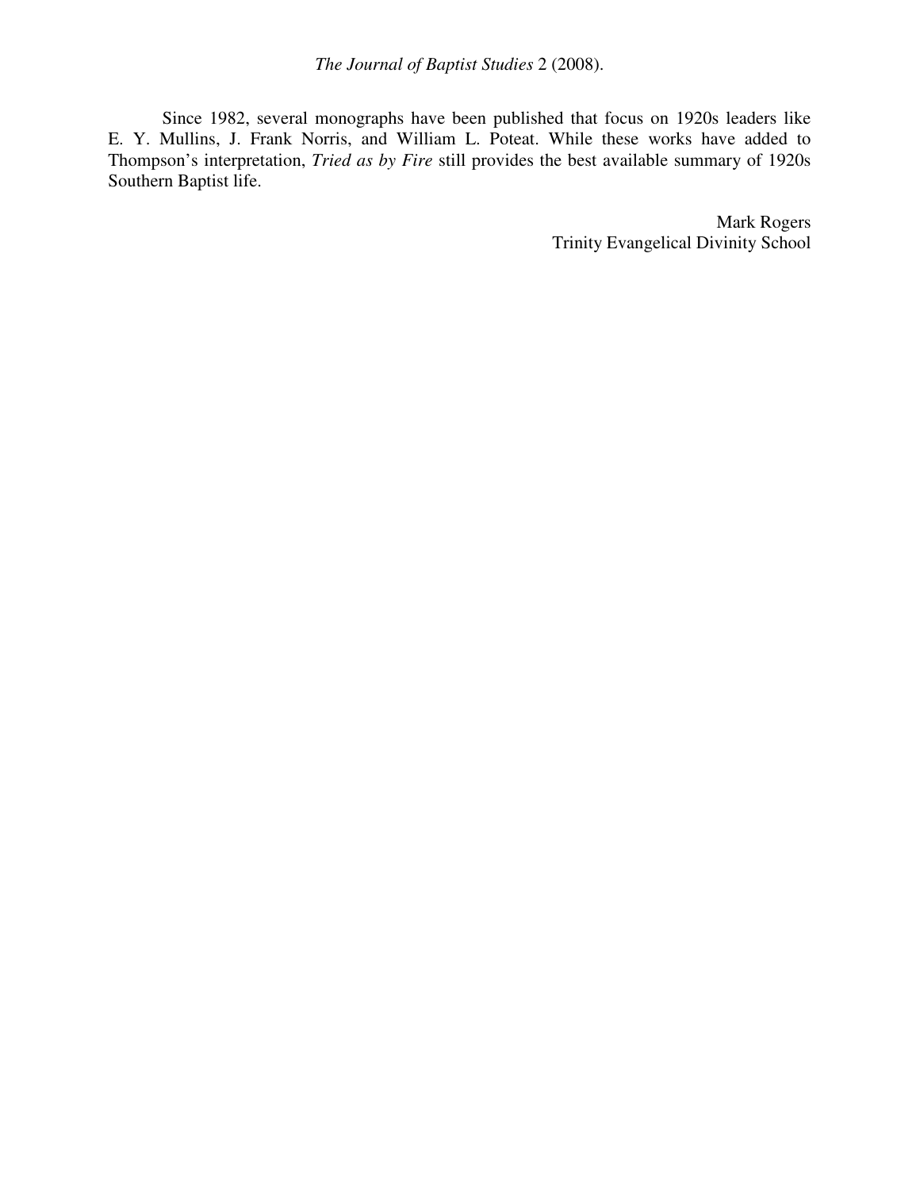Since 1982, several monographs have been published that focus on 1920s leaders like E. Y. Mullins, J. Frank Norris, and William L. Poteat. While these works have added to Thompson's interpretation, *Tried as by Fire* still provides the best available summary of 1920s Southern Baptist life.

Mark Rogers
Trinity Evangelical Divinity School